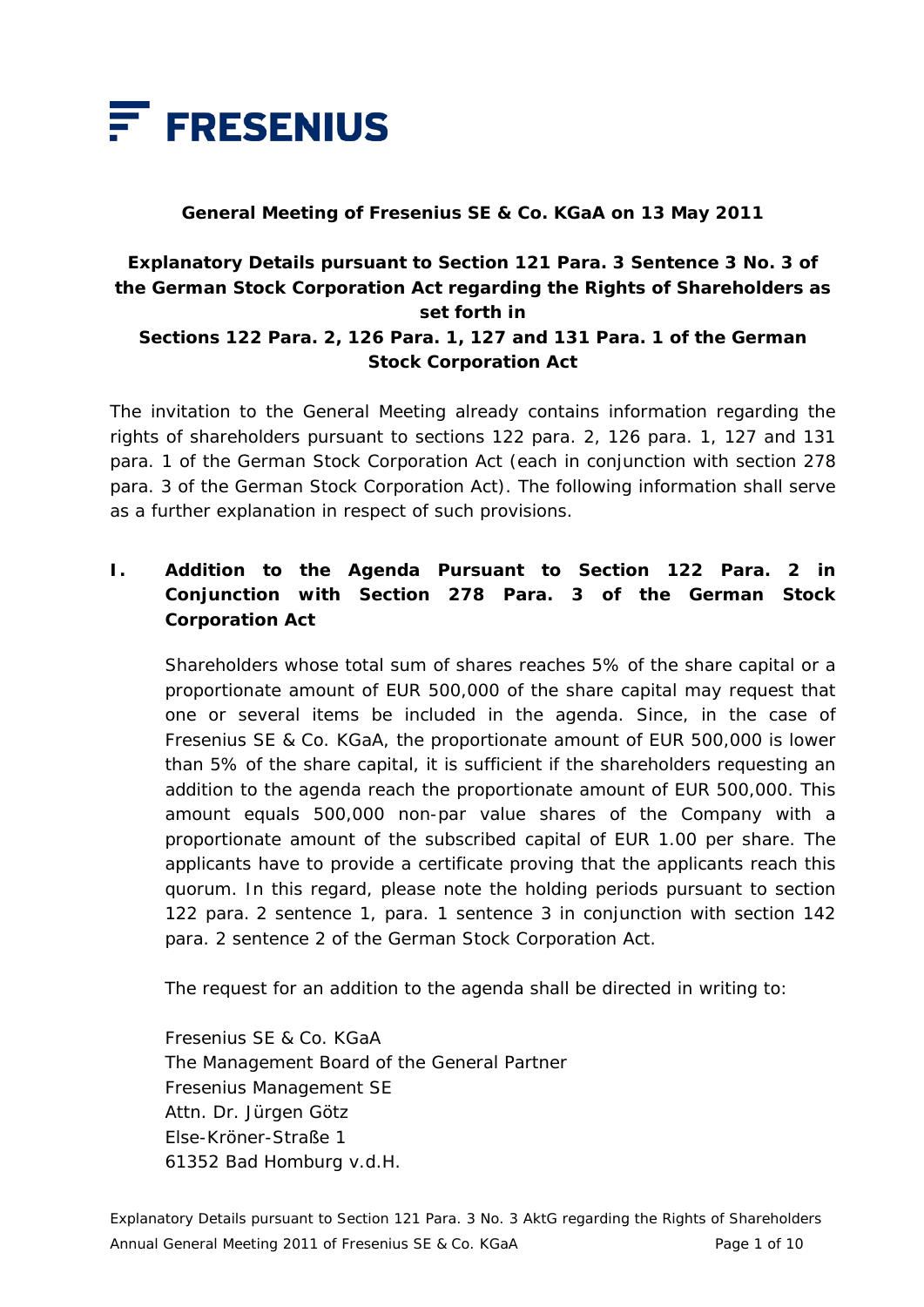FRESENIUS

**General Meeting of Fresenius SE & Co. KGaA on 13 May 2011**

# Explanatory Details pursuant to Section 121 Para. 3 Sentence 3 No. 3 of the German Stock Corporation Act regarding the Rights of Shareholders as set forth in Sections 122 Para. 2, 126 Para. 1, 127 and 131 Para. 1 of the German Stock Corporation Act

The invitation to the General Meeting already contains information regarding the rights of shareholders pursuant to sections 122 para. 2, 126 para. 1, 127 and 131 para. 1 of the German Stock Corporation Act (each in conjunction with section 278 para. 3 of the German Stock Corporation Act). The following information shall serve as a further explanation in respect of such provisions.

## I. Addition to the Agenda Pursuant to Section 122 Para. 2 in Conjunction with Section 278 Para. 3 of the German Stock Corporation Act

Shareholders whose total sum of shares reaches 5% of the share capital or a proportionate amount of EUR 500,000 of the share capital may request that one or several items be included in the agenda. Since, in the case of Fresenius SE & Co. KGaA, the proportionate amount of EUR 500,000 is lower than 5% of the share capital, it is sufficient if the shareholders requesting an addition to the agenda reach the proportionate amount of EUR 500,000. This amount equals 500,000 non-par value shares of the Company with a proportionate amount of the subscribed capital of EUR 1.00 per share. The applicants have to provide a certificate proving that the applicants reach this quorum. In this regard, please note the holding periods pursuant to section 122 para. 2 sentence 1, para. 1 sentence 3 in conjunction with section 142 para. 2 sentence 2 of the German Stock Corporation Act.

The request for an addition to the agenda shall be directed in writing to:

Fresenius SE & Co. KGaA
The Management Board of the General Partner
Fresenius Management SE
Attn. Dr. Jürgen Götz
Else-Kröner-Straße 1
61352 Bad Homburg v.d.H.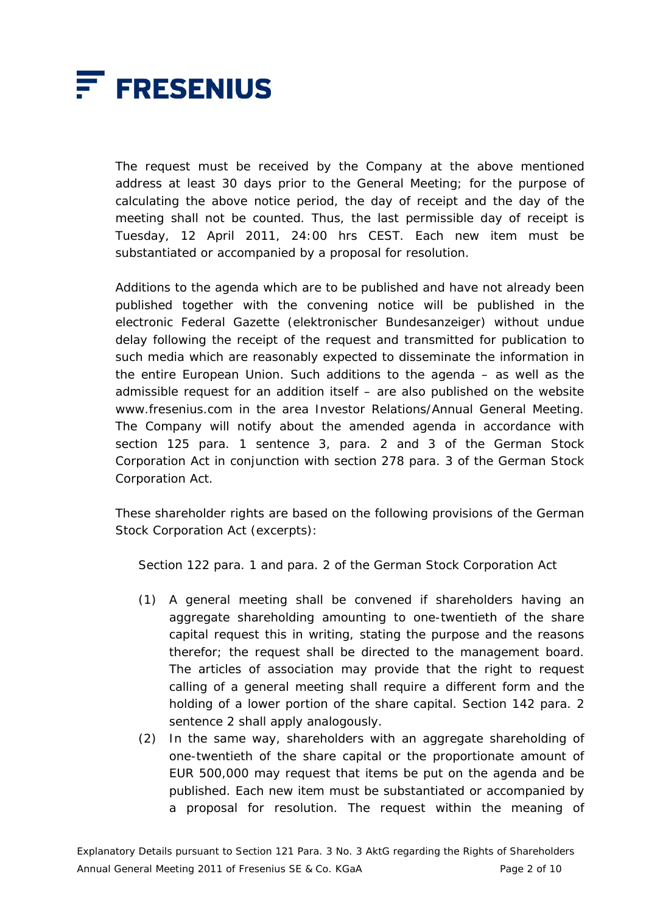The request must be received by the Company at the above mentioned address at least 30 days prior to the General Meeting; for the purpose of calculating the above notice period, the day of receipt and the day of the meeting shall not be counted. Thus, the last permissible day of receipt is Tuesday, 12 April 2011, 24:00 hrs CEST. Each new item must be substantiated or accompanied by a proposal for resolution.

Additions to the agenda which are to be published and have not already been published together with the convening notice will be published in the electronic Federal Gazette (elektronischer Bundesanzeiger) without undue delay following the receipt of the request and transmitted for publication to such media which are reasonably expected to disseminate the information in the entire European Union. Such additions to the agenda – as well as the admissible request for an addition itself – are also published on the website www.fresenius.com in the area Investor Relations/Annual General Meeting. The Company will notify about the amended agenda in accordance with section 125 para. 1 sentence 3, para. 2 and 3 of the German Stock Corporation Act in conjunction with section 278 para. 3 of the German Stock Corporation Act.

These shareholder rights are based on the following provisions of the German Stock Corporation Act (excerpts):

Section 122 para. 1 and para. 2 of the German Stock Corporation Act

(1) A general meeting shall be convened if shareholders having an aggregate shareholding amounting to one-twentieth of the share capital request this in writing, stating the purpose and the reasons therefor; the request shall be directed to the management board. The articles of association may provide that the right to request calling of a general meeting shall require a different form and the holding of a lower portion of the share capital. Section 142 para. 2 sentence 2 shall apply analogously.

(2) In the same way, shareholders with an aggregate shareholding of one-twentieth of the share capital or the proportionate amount of EUR 500,000 may request that items be put on the agenda and be published. Each new item must be substantiated or accompanied by a proposal for resolution. The request within the meaning of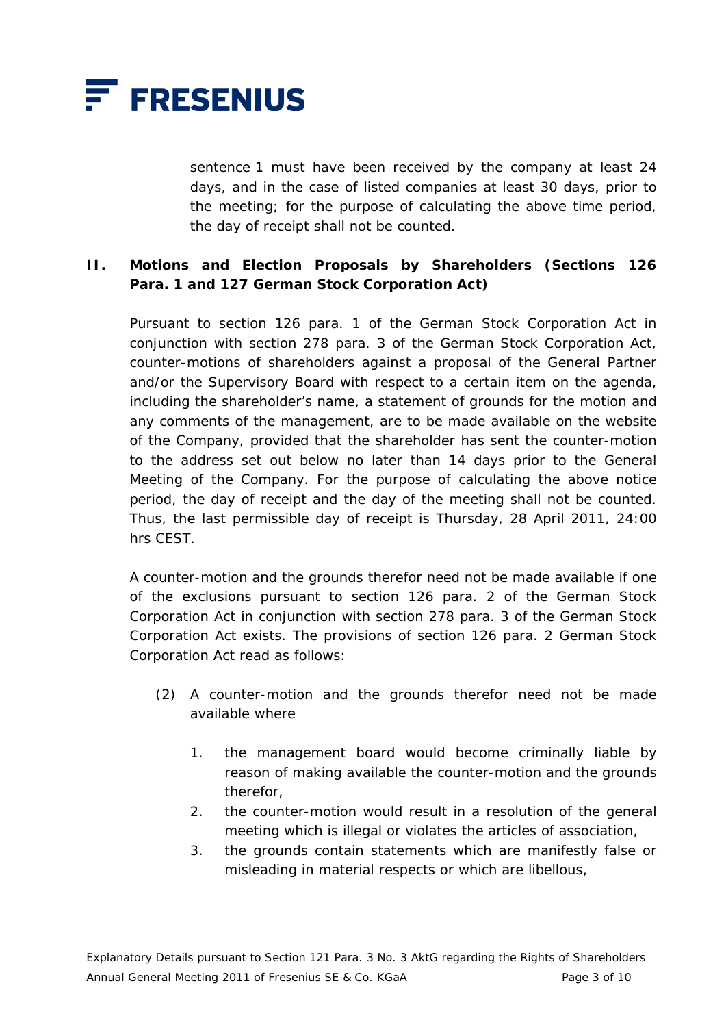sentence 1 must have been received by the company at least 24 days, and in the case of listed companies at least 30 days, prior to the meeting; for the purpose of calculating the above time period, the day of receipt shall not be counted.

## II. Motions and Election Proposals by Shareholders (Sections 126 Para. 1 and 127 German Stock Corporation Act)

Pursuant to section 126 para. 1 of the German Stock Corporation Act in conjunction with section 278 para. 3 of the German Stock Corporation Act, counter-motions of shareholders against a proposal of the General Partner and/or the Supervisory Board with respect to a certain item on the agenda, including the shareholder's name, a statement of grounds for the motion and any comments of the management, are to be made available on the website of the Company, provided that the shareholder has sent the counter-motion to the address set out below no later than 14 days prior to the General Meeting of the Company. For the purpose of calculating the above notice period, the day of receipt and the day of the meeting shall not be counted. Thus, the last permissible day of receipt is Thursday, 28 April 2011, 24:00 hrs CEST.

A counter-motion and the grounds therefor need not be made available if one of the exclusions pursuant to section 126 para. 2 of the German Stock Corporation Act in conjunction with section 278 para. 3 of the German Stock Corporation Act exists. The provisions of section 126 para. 2 German Stock Corporation Act read as follows:

(2) A counter-motion and the grounds therefor need not be made available where

1. the management board would become criminally liable by reason of making available the counter-motion and the grounds therefor,
2. the counter-motion would result in a resolution of the general meeting which is illegal or violates the articles of association,
3. the grounds contain statements which are manifestly false or misleading in material respects or which are libellous,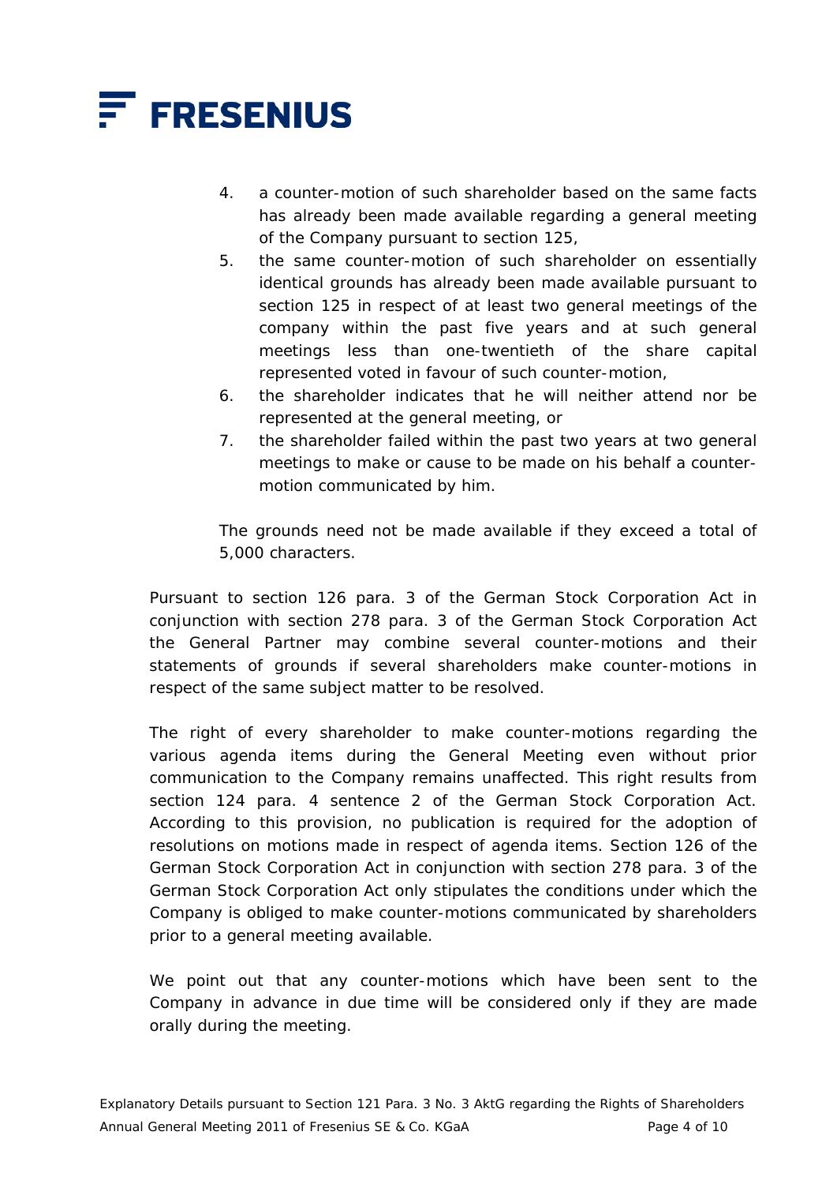4. a counter-motion of such shareholder based on the same facts has already been made available regarding a general meeting of the Company pursuant to section 125,
5. the same counter-motion of such shareholder on essentially identical grounds has already been made available pursuant to section 125 in respect of at least two general meetings of the company within the past five years and at such general meetings less than one-twentieth of the share capital represented voted in favour of such counter-motion,
6. the shareholder indicates that he will neither attend nor be represented at the general meeting, or
7. the shareholder failed within the past two years at two general meetings to make or cause to be made on his behalf a counter-motion communicated by him.

The grounds need not be made available if they exceed a total of 5,000 characters.

Pursuant to section 126 para. 3 of the German Stock Corporation Act in conjunction with section 278 para. 3 of the German Stock Corporation Act the General Partner may combine several counter-motions and their statements of grounds if several shareholders make counter-motions in respect of the same subject matter to be resolved.

The right of every shareholder to make counter-motions regarding the various agenda items during the General Meeting even without prior communication to the Company remains unaffected. This right results from section 124 para. 4 sentence 2 of the German Stock Corporation Act. According to this provision, no publication is required for the adoption of resolutions on motions made in respect of agenda items. Section 126 of the German Stock Corporation Act in conjunction with section 278 para. 3 of the German Stock Corporation Act only stipulates the conditions under which the Company is obliged to make counter-motions communicated by shareholders prior to a general meeting available.

We point out that any counter-motions which have been sent to the Company in advance in due time will be considered only if they are made orally during the meeting.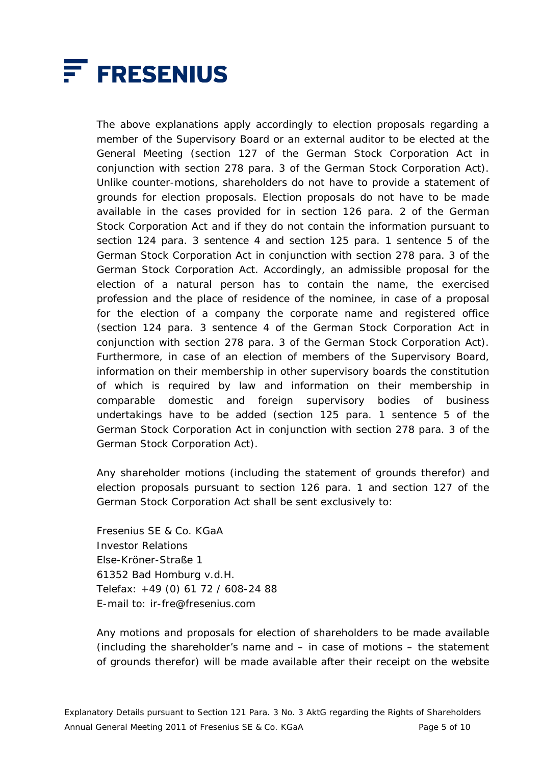The above explanations apply accordingly to election proposals regarding a member of the Supervisory Board or an external auditor to be elected at the General Meeting (section 127 of the German Stock Corporation Act in conjunction with section 278 para. 3 of the German Stock Corporation Act). Unlike counter-motions, shareholders do not have to provide a statement of grounds for election proposals. Election proposals do not have to be made available in the cases provided for in section 126 para. 2 of the German Stock Corporation Act and if they do not contain the information pursuant to section 124 para. 3 sentence 4 and section 125 para. 1 sentence 5 of the German Stock Corporation Act in conjunction with section 278 para. 3 of the German Stock Corporation Act. Accordingly, an admissible proposal for the election of a natural person has to contain the name, the exercised profession and the place of residence of the nominee, in case of a proposal for the election of a company the corporate name and registered office (section 124 para. 3 sentence 4 of the German Stock Corporation Act in conjunction with section 278 para. 3 of the German Stock Corporation Act). Furthermore, in case of an election of members of the Supervisory Board, information on their membership in other supervisory boards the constitution of which is required by law and information on their membership in comparable domestic and foreign supervisory bodies of business undertakings have to be added (section 125 para. 1 sentence 5 of the German Stock Corporation Act in conjunction with section 278 para. 3 of the German Stock Corporation Act).

Any shareholder motions (including the statement of grounds therefor) and election proposals pursuant to section 126 para. 1 and section 127 of the German Stock Corporation Act shall be sent exclusively to:

Fresenius SE & Co. KGaA
Investor Relations
Else-Kröner-Straße 1
61352 Bad Homburg v.d.H.
Telefax: +49 (0) 61 72 / 608-24 88
E-mail to: ir-fre@fresenius.com

Any motions and proposals for election of shareholders to be made available (including the shareholder's name and – in case of motions – the statement of grounds therefor) will be made available after their receipt on the website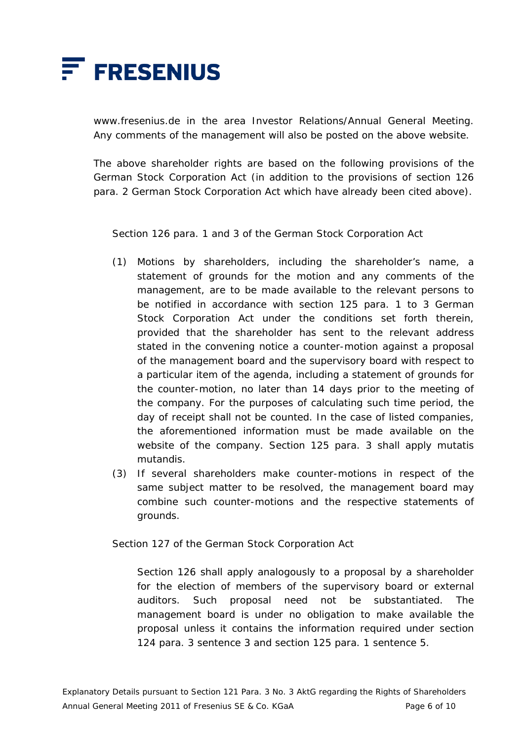www.fresenius.de in the area Investor Relations/Annual General Meeting. Any comments of the management will also be posted on the above website.

The above shareholder rights are based on the following provisions of the German Stock Corporation Act (in addition to the provisions of section 126 para. 2 German Stock Corporation Act which have already been cited above).

Section 126 para. 1 and 3 of the German Stock Corporation Act

(1) Motions by shareholders, including the shareholder's name, a statement of grounds for the motion and any comments of the management, are to be made available to the relevant persons to be notified in accordance with section 125 para. 1 to 3 German Stock Corporation Act under the conditions set forth therein, provided that the shareholder has sent to the relevant address stated in the convening notice a counter-motion against a proposal of the management board and the supervisory board with respect to a particular item of the agenda, including a statement of grounds for the counter-motion, no later than 14 days prior to the meeting of the company. For the purposes of calculating such time period, the day of receipt shall not be counted. In the case of listed companies, the aforementioned information must be made available on the website of the company. Section 125 para. 3 shall apply mutatis mutandis.

(3) If several shareholders make counter-motions in respect of the same subject matter to be resolved, the management board may combine such counter-motions and the respective statements of grounds.

Section 127 of the German Stock Corporation Act

Section 126 shall apply analogously to a proposal by a shareholder for the election of members of the supervisory board or external auditors. Such proposal need not be substantiated. The management board is under no obligation to make available the proposal unless it contains the information required under section 124 para. 3 sentence 3 and section 125 para. 1 sentence 5.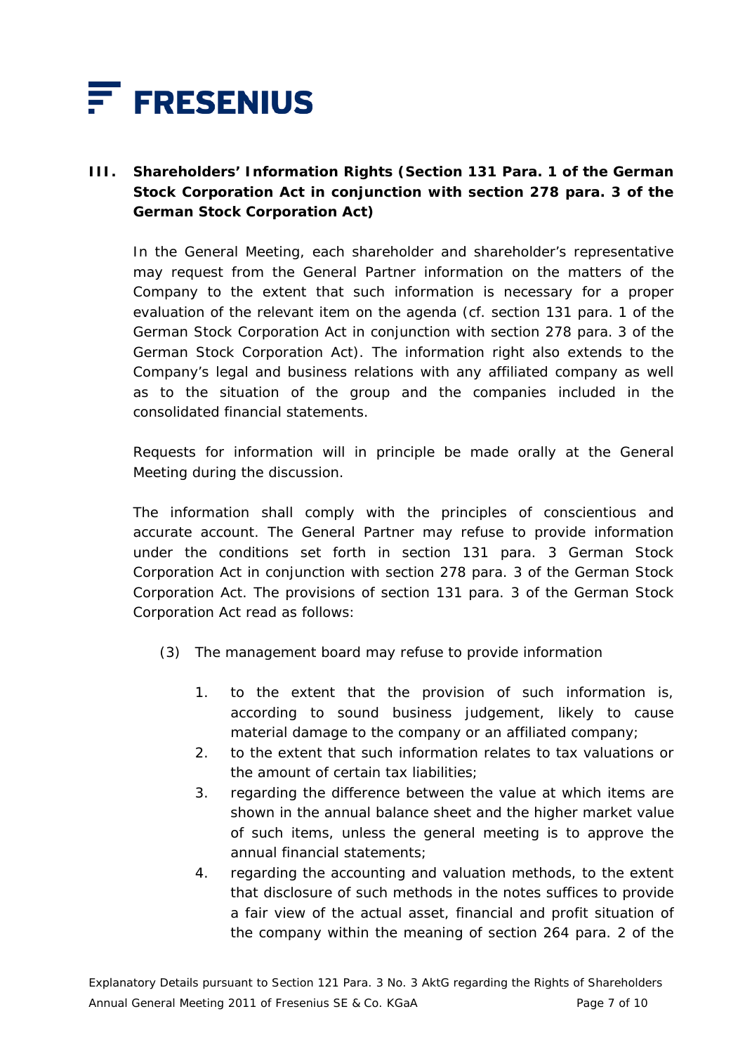## III. Shareholders' Information Rights (Section 131 Para. 1 of the German Stock Corporation Act in conjunction with section 278 para. 3 of the German Stock Corporation Act)

In the General Meeting, each shareholder and shareholder's representative may request from the General Partner information on the matters of the Company to the extent that such information is necessary for a proper evaluation of the relevant item on the agenda (cf. section 131 para. 1 of the German Stock Corporation Act in conjunction with section 278 para. 3 of the German Stock Corporation Act). The information right also extends to the Company's legal and business relations with any affiliated company as well as to the situation of the group and the companies included in the consolidated financial statements.

Requests for information will in principle be made orally at the General Meeting during the discussion.

The information shall comply with the principles of conscientious and accurate account. The General Partner may refuse to provide information under the conditions set forth in section 131 para. 3 German Stock Corporation Act in conjunction with section 278 para. 3 of the German Stock Corporation Act. The provisions of section 131 para. 3 of the German Stock Corporation Act read as follows:

(3) The management board may refuse to provide information

1. to the extent that the provision of such information is, according to sound business judgement, likely to cause material damage to the company or an affiliated company;
2. to the extent that such information relates to tax valuations or the amount of certain tax liabilities;
3. regarding the difference between the value at which items are shown in the annual balance sheet and the higher market value of such items, unless the general meeting is to approve the annual financial statements;
4. regarding the accounting and valuation methods, to the extent that disclosure of such methods in the notes suffices to provide a fair view of the actual asset, financial and profit situation of the company within the meaning of section 264 para. 2 of the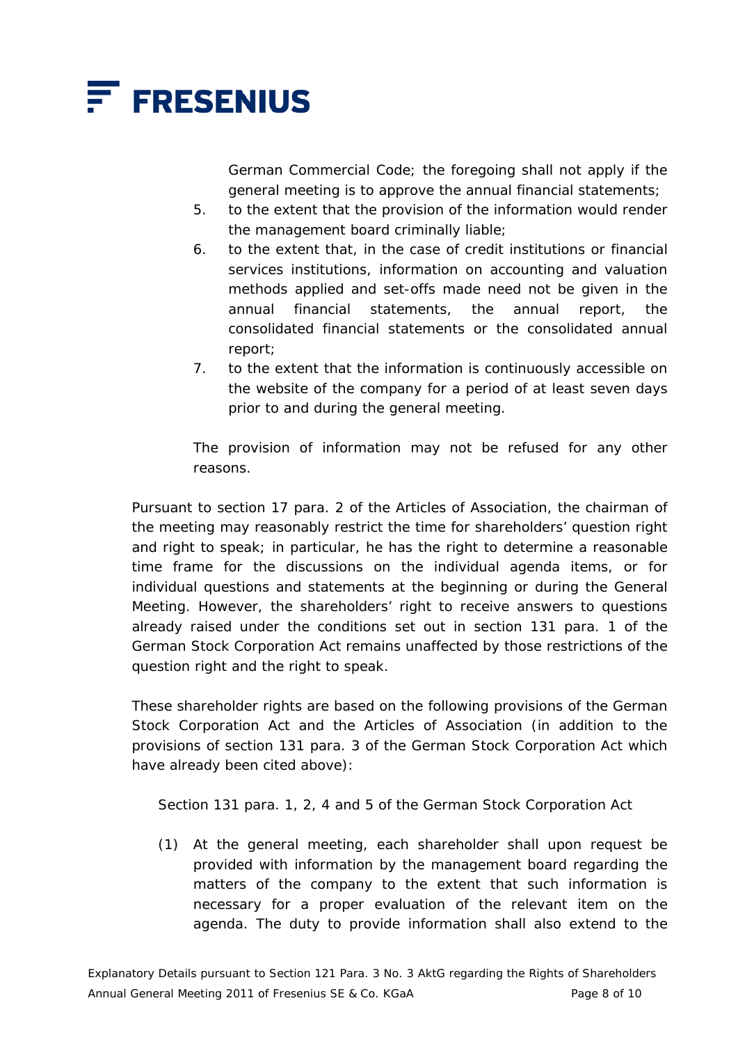German Commercial Code; the foregoing shall not apply if the general meeting is to approve the annual financial statements;

5. to the extent that the provision of the information would render the management board criminally liable;
6. to the extent that, in the case of credit institutions or financial services institutions, information on accounting and valuation methods applied and set-offs made need not be given in the annual financial statements, the annual report, the consolidated financial statements or the consolidated annual report;
7. to the extent that the information is continuously accessible on the website of the company for a period of at least seven days prior to and during the general meeting.

The provision of information may not be refused for any other reasons.

Pursuant to section 17 para. 2 of the Articles of Association, the chairman of the meeting may reasonably restrict the time for shareholders' question right and right to speak; in particular, he has the right to determine a reasonable time frame for the discussions on the individual agenda items, or for individual questions and statements at the beginning or during the General Meeting. However, the shareholders' right to receive answers to questions already raised under the conditions set out in section 131 para. 1 of the German Stock Corporation Act remains unaffected by those restrictions of the question right and the right to speak.

These shareholder rights are based on the following provisions of the German Stock Corporation Act and the Articles of Association (in addition to the provisions of section 131 para. 3 of the German Stock Corporation Act which have already been cited above):

Section 131 para. 1, 2, 4 and 5 of the German Stock Corporation Act

(1) At the general meeting, each shareholder shall upon request be provided with information by the management board regarding the matters of the company to the extent that such information is necessary for a proper evaluation of the relevant item on the agenda. The duty to provide information shall also extend to the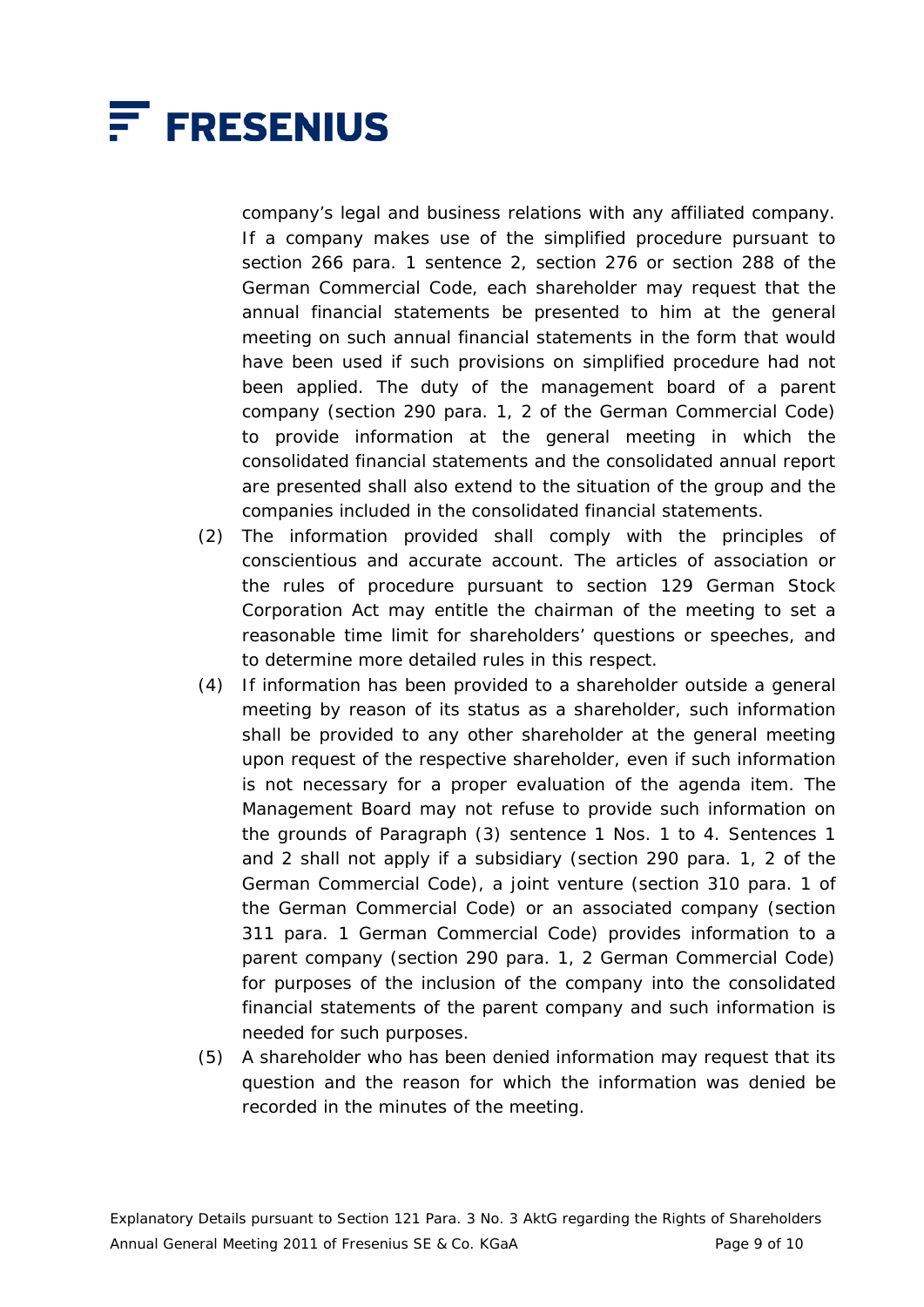company's legal and business relations with any affiliated company. If a company makes use of the simplified procedure pursuant to section 266 para. 1 sentence 2, section 276 or section 288 of the German Commercial Code, each shareholder may request that the annual financial statements be presented to him at the general meeting on such annual financial statements in the form that would have been used if such provisions on simplified procedure had not been applied. The duty of the management board of a parent company (section 290 para. 1, 2 of the German Commercial Code) to provide information at the general meeting in which the consolidated financial statements and the consolidated annual report are presented shall also extend to the situation of the group and the companies included in the consolidated financial statements.

(2) The information provided shall comply with the principles of conscientious and accurate account. The articles of association or the rules of procedure pursuant to section 129 German Stock Corporation Act may entitle the chairman of the meeting to set a reasonable time limit for shareholders' questions or speeches, and to determine more detailed rules in this respect.

(4) If information has been provided to a shareholder outside a general meeting by reason of its status as a shareholder, such information shall be provided to any other shareholder at the general meeting upon request of the respective shareholder, even if such information is not necessary for a proper evaluation of the agenda item. The Management Board may not refuse to provide such information on the grounds of Paragraph (3) sentence 1 Nos. 1 to 4. Sentences 1 and 2 shall not apply if a subsidiary (section 290 para. 1, 2 of the German Commercial Code), a joint venture (section 310 para. 1 of the German Commercial Code) or an associated company (section 311 para. 1 German Commercial Code) provides information to a parent company (section 290 para. 1, 2 German Commercial Code) for purposes of the inclusion of the company into the consolidated financial statements of the parent company and such information is needed for such purposes.

(5) A shareholder who has been denied information may request that its question and the reason for which the information was denied be recorded in the minutes of the meeting.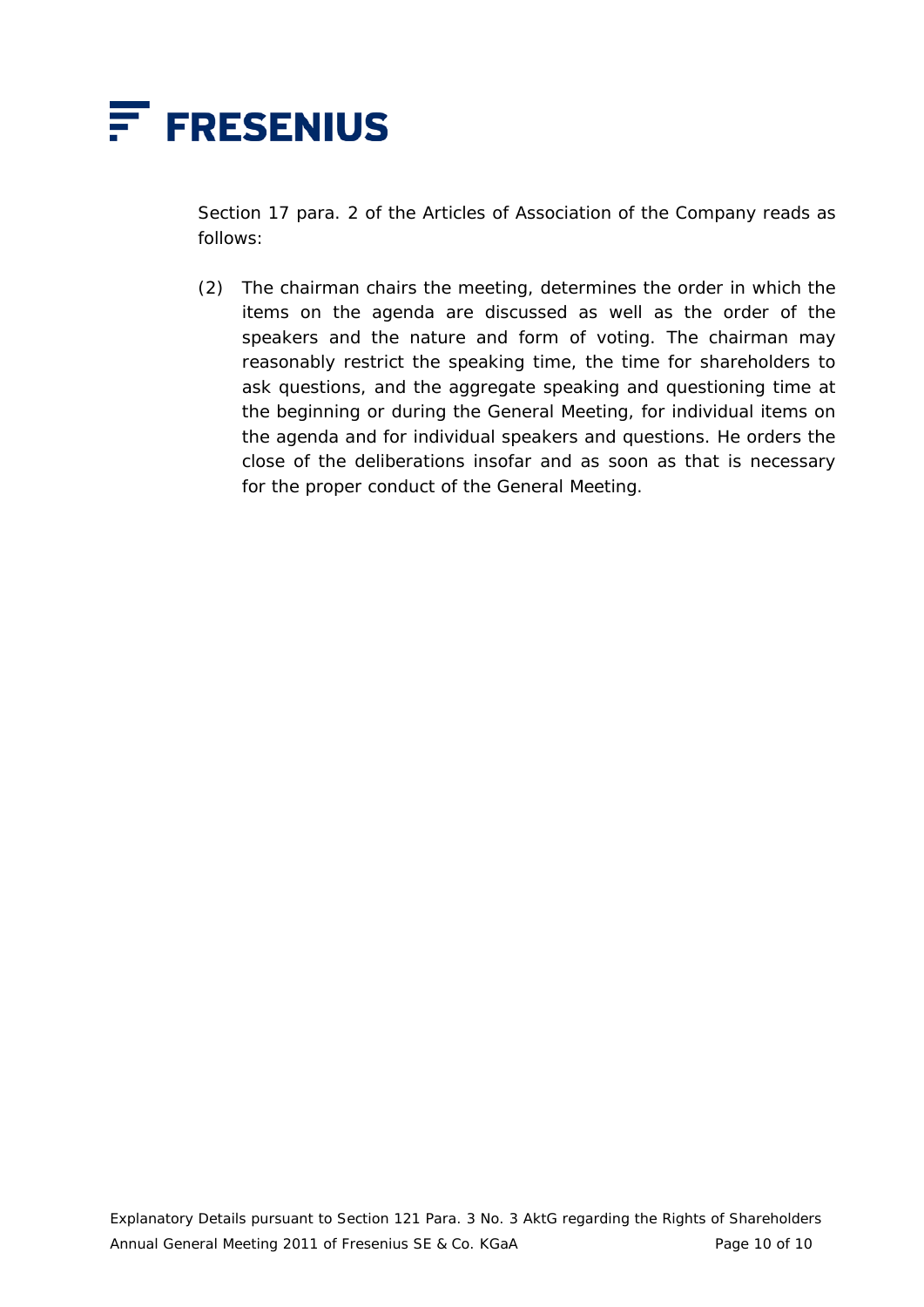Section 17 para. 2 of the Articles of Association of the Company reads as follows:

(2) The chairman chairs the meeting, determines the order in which the items on the agenda are discussed as well as the order of the speakers and the nature and form of voting. The chairman may reasonably restrict the speaking time, the time for shareholders to ask questions, and the aggregate speaking and questioning time at the beginning or during the General Meeting, for individual items on the agenda and for individual speakers and questions. He orders the close of the deliberations insofar and as soon as that is necessary for the proper conduct of the General Meeting.